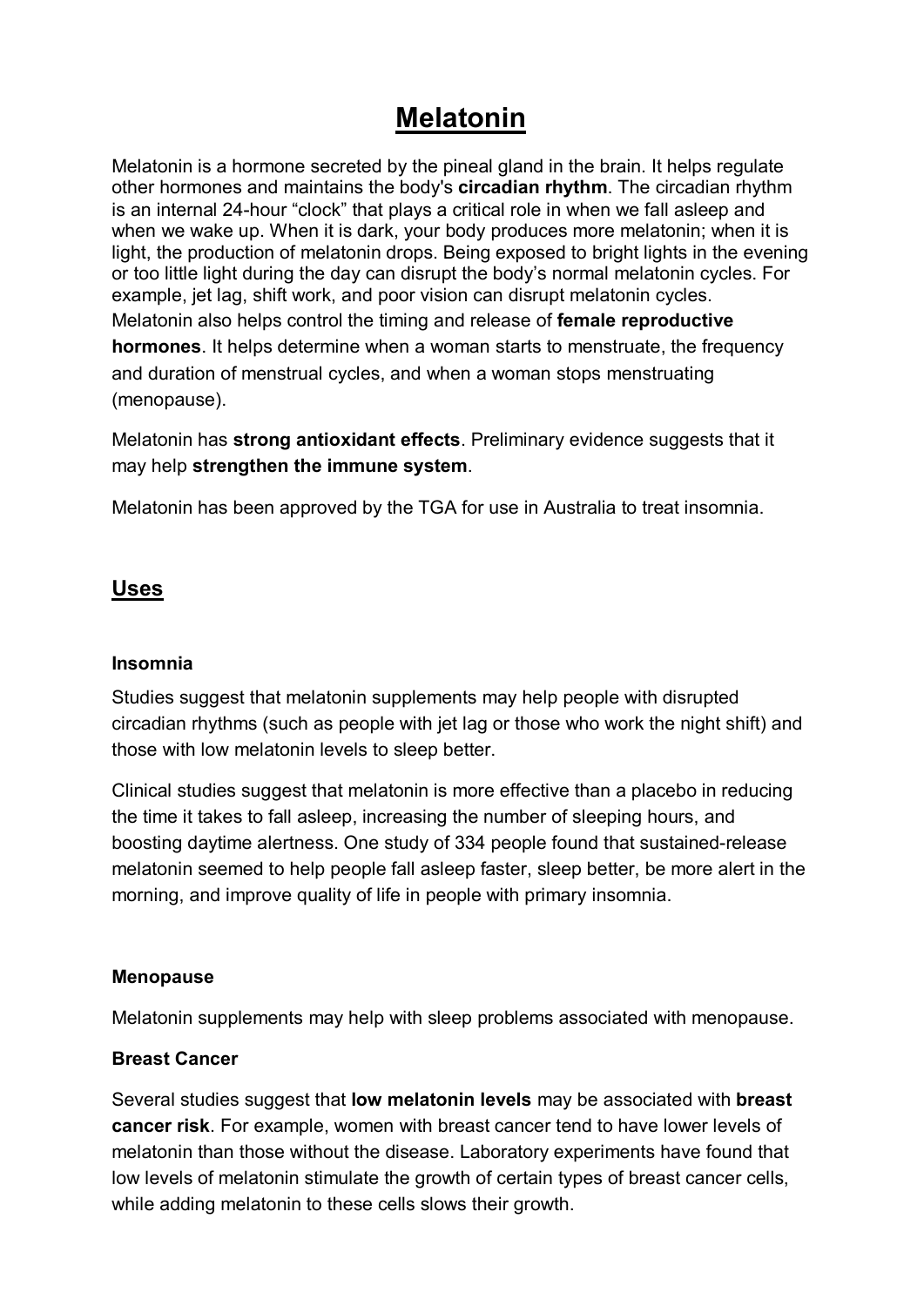# Melatonin

Melatonin is a hormone secreted by the pineal gland in the brain. It helps regulate other hormones and maintains the body's **circadian rhythm**. The circadian rhythm is an internal 24-hour "clock" that plays a critical role in when we fall asleep and when we wake up. When it is dark, your body produces more melatonin; when it is light, the production of melatonin drops. Being exposed to bright lights in the evening or too little light during the day can disrupt the body's normal melatonin cycles. For example, jet lag, shift work, and poor vision can disrupt melatonin cycles.
Melatonin also helps control the timing and release of **female reproductive hormones**. It helps determine when a woman starts to menstruate, the frequency and duration of menstrual cycles, and when a woman stops menstruating (menopause).

Melatonin has **strong antioxidant effects**. Preliminary evidence suggests that it may help **strengthen the immune system**.

Melatonin has been approved by the TGA for use in Australia to treat insomnia.

## Uses

### Insomnia

Studies suggest that melatonin supplements may help people with disrupted circadian rhythms (such as people with jet lag or those who work the night shift) and those with low melatonin levels to sleep better.

Clinical studies suggest that melatonin is more effective than a placebo in reducing the time it takes to fall asleep, increasing the number of sleeping hours, and boosting daytime alertness. One study of 334 people found that sustained-release melatonin seemed to help people fall asleep faster, sleep better, be more alert in the morning, and improve quality of life in people with primary insomnia.

### Menopause

Melatonin supplements may help with sleep problems associated with menopause.

### Breast Cancer

Several studies suggest that **low melatonin levels** may be associated with **breast cancer risk**. For example, women with breast cancer tend to have lower levels of melatonin than those without the disease. Laboratory experiments have found that low levels of melatonin stimulate the growth of certain types of breast cancer cells, while adding melatonin to these cells slows their growth.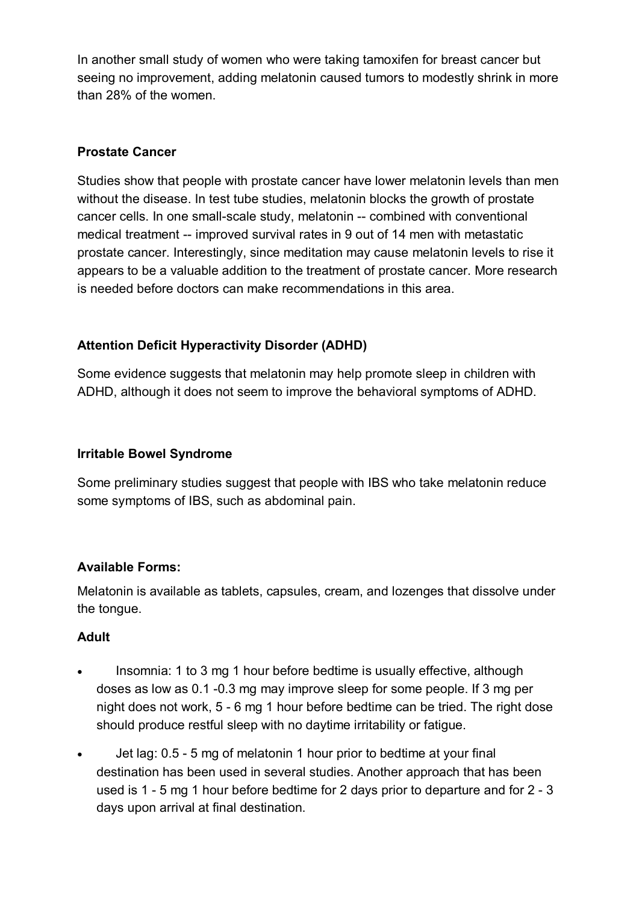In another small study of women who were taking tamoxifen for breast cancer but seeing no improvement, adding melatonin caused tumors to modestly shrink in more than 28% of the women.

**Prostate Cancer**

Studies show that people with prostate cancer have lower melatonin levels than men without the disease. In test tube studies, melatonin blocks the growth of prostate cancer cells. In one small-scale study, melatonin -- combined with conventional medical treatment -- improved survival rates in 9 out of 14 men with metastatic prostate cancer. Interestingly, since meditation may cause melatonin levels to rise it appears to be a valuable addition to the treatment of prostate cancer. More research is needed before doctors can make recommendations in this area.

**Attention Deficit Hyperactivity Disorder (ADHD)**

Some evidence suggests that melatonin may help promote sleep in children with ADHD, although it does not seem to improve the behavioral symptoms of ADHD.

**Irritable Bowel Syndrome**

Some preliminary studies suggest that people with IBS who take melatonin reduce some symptoms of IBS, such as abdominal pain.

**Available Forms:**

Melatonin is available as tablets, capsules, cream, and lozenges that dissolve under the tongue.

**Adult**

- Insomnia: 1 to 3 mg 1 hour before bedtime is usually effective, although doses as low as 0.1 -0.3 mg may improve sleep for some people. If 3 mg per night does not work, 5 - 6 mg 1 hour before bedtime can be tried. The right dose should produce restful sleep with no daytime irritability or fatigue.
- Jet lag: 0.5 - 5 mg of melatonin 1 hour prior to bedtime at your final destination has been used in several studies. Another approach that has been used is 1 - 5 mg 1 hour before bedtime for 2 days prior to departure and for 2 - 3 days upon arrival at final destination.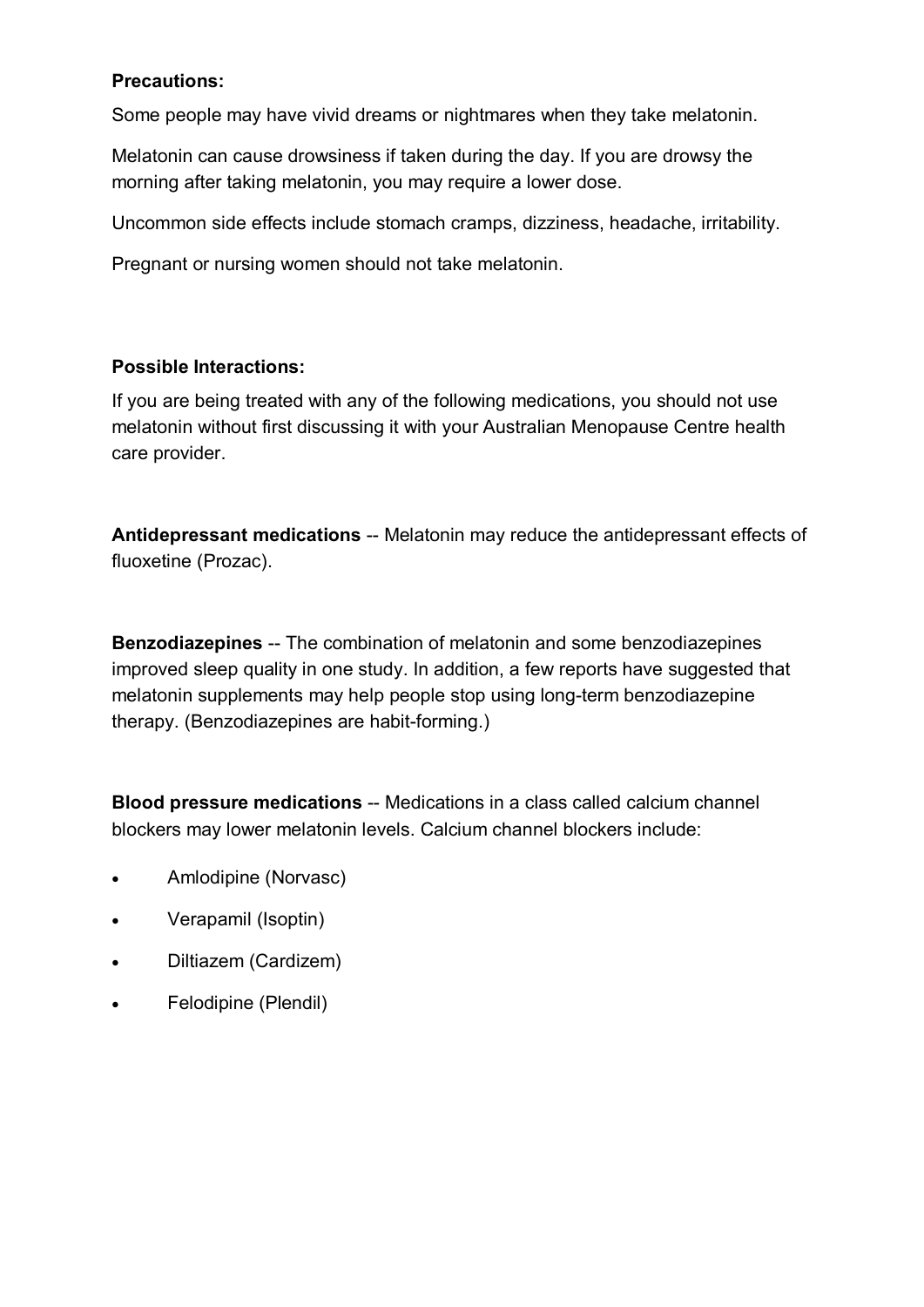**Precautions:**

Some people may have vivid dreams or nightmares when they take melatonin.

Melatonin can cause drowsiness if taken during the day. If you are drowsy the morning after taking melatonin, you may require a lower dose.

Uncommon side effects include stomach cramps, dizziness, headache, irritability.

Pregnant or nursing women should not take melatonin.

**Possible Interactions:**

If you are being treated with any of the following medications, you should not use melatonin without first discussing it with your Australian Menopause Centre health care provider.

**Antidepressant medications** -- Melatonin may reduce the antidepressant effects of fluoxetine (Prozac).

**Benzodiazepines** -- The combination of melatonin and some benzodiazepines improved sleep quality in one study. In addition, a few reports have suggested that melatonin supplements may help people stop using long-term benzodiazepine therapy. (Benzodiazepines are habit-forming.)

**Blood pressure medications** -- Medications in a class called calcium channel blockers may lower melatonin levels. Calcium channel blockers include:

- Amlodipine (Norvasc)
- Verapamil (Isoptin)
- Diltiazem (Cardizem)
- Felodipine (Plendil)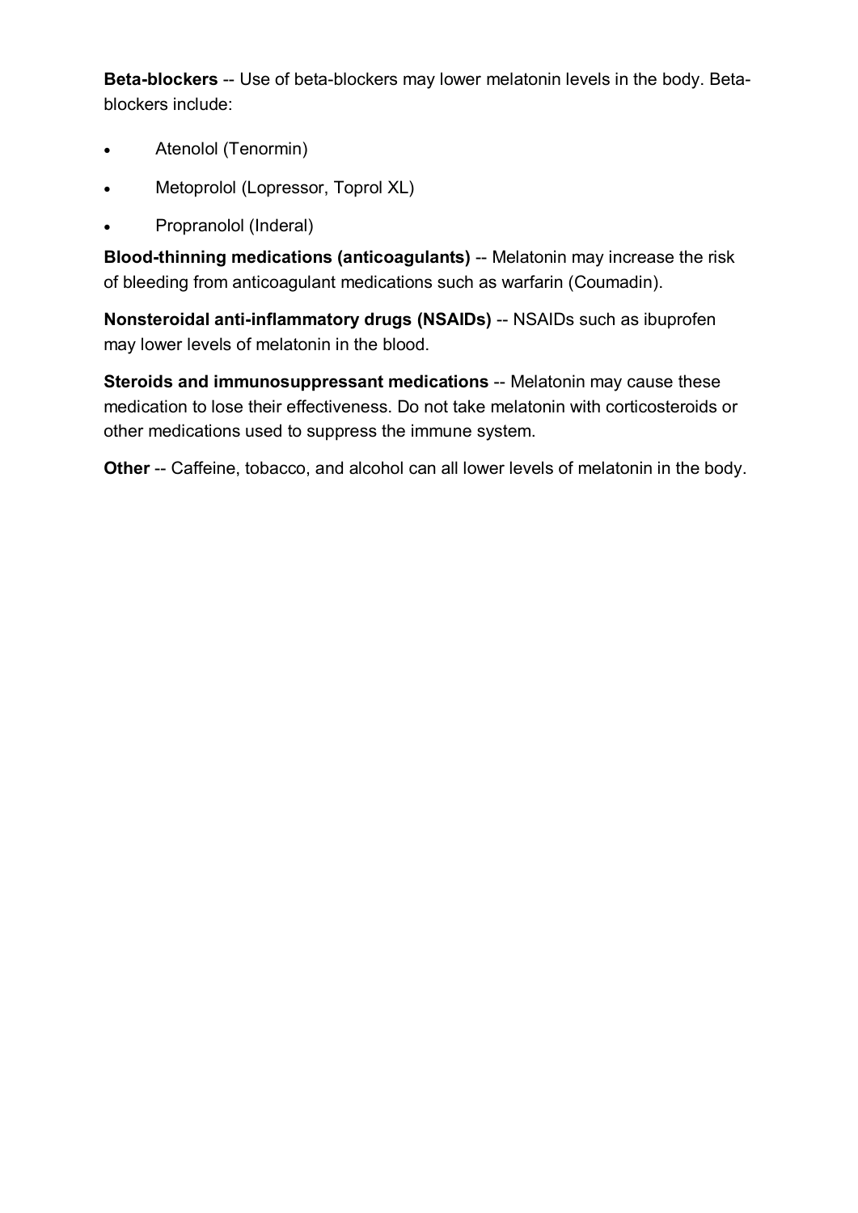**Beta-blockers** -- Use of beta-blockers may lower melatonin levels in the body. Beta-blockers include:

- Atenolol (Tenormin)
- Metoprolol (Lopressor, Toprol XL)
- Propranolol (Inderal)

**Blood-thinning medications (anticoagulants)** -- Melatonin may increase the risk of bleeding from anticoagulant medications such as warfarin (Coumadin).

**Nonsteroidal anti-inflammatory drugs (NSAIDs)** -- NSAIDs such as ibuprofen may lower levels of melatonin in the blood.

**Steroids and immunosuppressant medications** -- Melatonin may cause these medication to lose their effectiveness. Do not take melatonin with corticosteroids or other medications used to suppress the immune system.

**Other** -- Caffeine, tobacco, and alcohol can all lower levels of melatonin in the body.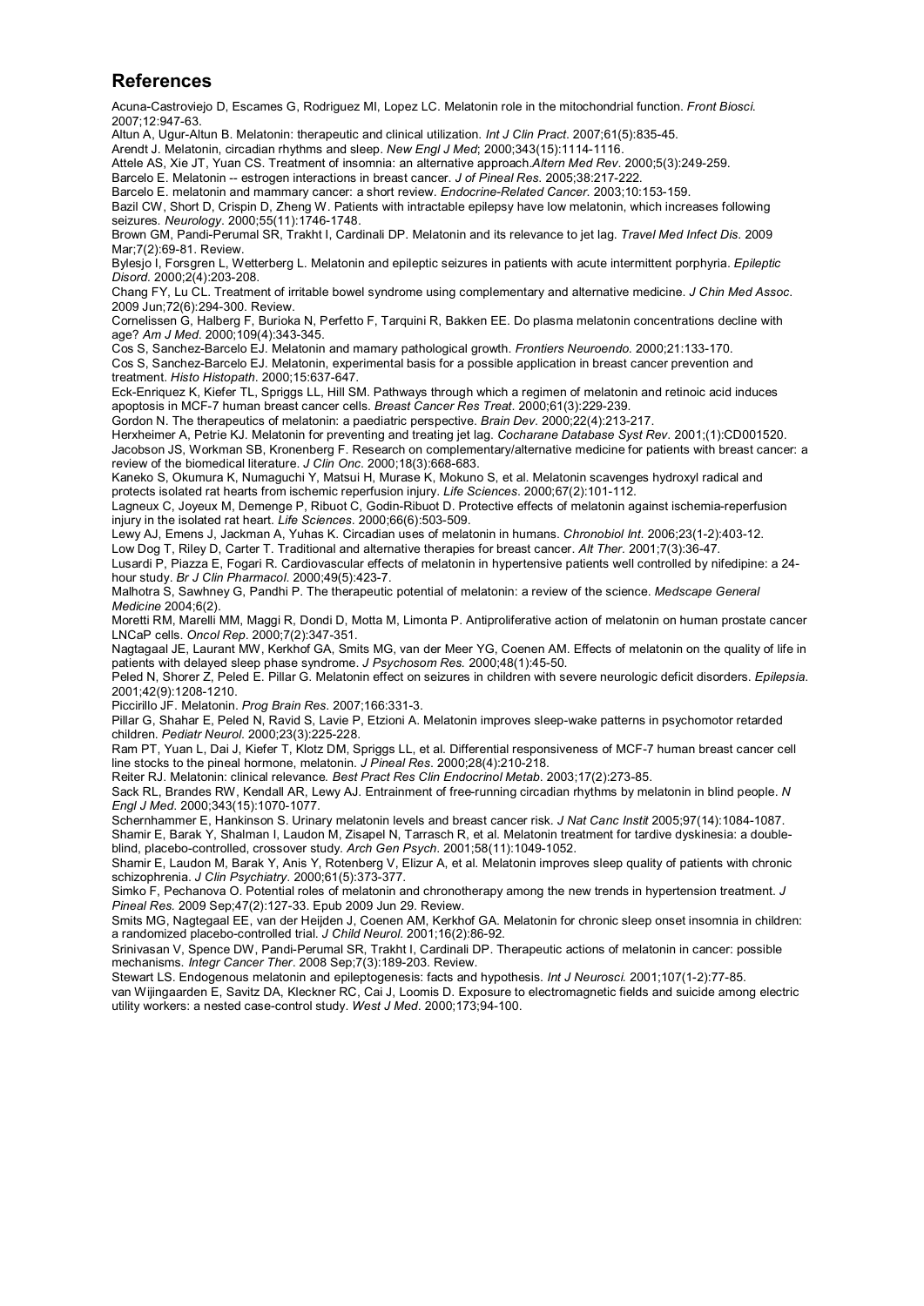## References

Acuna-Castroviejo D, Escames G, Rodriguez MI, Lopez LC. Melatonin role in the mitochondrial function. *Front Biosci.* 2007;12:947-63.

Altun A, Ugur-Altun B. Melatonin: therapeutic and clinical utilization. *Int J Clin Pract*. 2007;61(5):835-45.

Arendt J. Melatonin, circadian rhythms and sleep. *New Engl J Med*; 2000;343(15):1114-1116.

Attele AS, Xie JT, Yuan CS. Treatment of insomnia: an alternative approach.*Altern Med Rev*. 2000;5(3):249-259.

Barcelo E. Melatonin -- estrogen interactions in breast cancer. *J of Pineal Res.* 2005;38:217-222.

Barcelo E. melatonin and mammary cancer: a short review. *Endocrine-Related Cancer.* 2003;10:153-159.

Bazil CW, Short D, Crispin D, Zheng W. Patients with intractable epilepsy have low melatonin, which increases following seizures. *Neurology*. 2000;55(11):1746-1748.

Brown GM, Pandi-Perumal SR, Trakht I, Cardinali DP. Melatonin and its relevance to jet lag. *Travel Med Infect Dis*. 2009 Mar;7(2):69-81. Review.

Bylesjo I, Forsgren L, Wetterberg L. Melatonin and epileptic seizures in patients with acute intermittent porphyria. *Epileptic Disord.* 2000;2(4):203-208.

Chang FY, Lu CL. Treatment of irritable bowel syndrome using complementary and alternative medicine. *J Chin Med Assoc.* 2009 Jun;72(6):294-300. Review.

Cornelissen G, Halberg F, Burioka N, Perfetto F, Tarquini R, Bakken EE. Do plasma melatonin concentrations decline with age? *Am J Med.* 2000;109(4):343-345.

Cos S, Sanchez-Barcelo EJ. Melatonin and mamary pathological growth. *Frontiers Neuroendo.* 2000;21:133-170.

Cos S, Sanchez-Barcelo EJ. Melatonin, experimental basis for a possible application in breast cancer prevention and treatment. *Histo Histopath*. 2000;15:637-647.

Eck-Enriquez K, Kiefer TL, Spriggs LL, Hill SM. Pathways through which a regimen of melatonin and retinoic acid induces apoptosis in MCF-7 human breast cancer cells. *Breast Cancer Res Treat*. 2000;61(3):229-239.

Gordon N. The therapeutics of melatonin: a paediatric perspective. *Brain Dev.* 2000;22(4):213-217.

Herxheimer A, Petrie KJ. Melatonin for preventing and treating jet lag. *Cocharane Database Syst Rev.* 2001;(1):CD001520.

Jacobson JS, Workman SB, Kronenberg F. Research on complementary/alternative medicine for patients with breast cancer: a review of the biomedical literature. *J Clin Onc*. 2000;18(3):668-683.

Kaneko S, Okumura K, Numaguchi Y, Matsui H, Murase K, Mokuno S, et al. Melatonin scavenges hydroxyl radical and protects isolated rat hearts from ischemic reperfusion injury. *Life Sciences.* 2000;67(2):101-112.

Lagneux C, Joyeux M, Demenge P, Ribuot C, Godin-Ribuot D. Protective effects of melatonin against ischemia-reperfusion injury in the isolated rat heart. *Life Sciences.* 2000;66(6):503-509.

Lewy AJ, Emens J, Jackman A, Yuhas K. Circadian uses of melatonin in humans. *Chronobiol Int.* 2006;23(1-2):403-12.

Low Dog T, Riley D, Carter T. Traditional and alternative therapies for breast cancer. *Alt Ther.* 2001;7(3):36-47.

Lusardi P, Piazza E, Fogari R. Cardiovascular effects of melatonin in hypertensive patients well controlled by nifedipine: a 24-hour study. *Br J Clin Pharmacol*. 2000;49(5):423-7.

Malhotra S, Sawhney G, Pandhi P. The therapeutic potential of melatonin: a review of the science. *Medscape General Medicine* 2004;6(2).

Moretti RM, Marelli MM, Maggi R, Dondi D, Motta M, Limonta P. Antiproliferative action of melatonin on human prostate cancer LNCaP cells. *Oncol Rep*. 2000;7(2):347-351.

Nagtagaal JE, Laurant MW, Kerkhof GA, Smits MG, van der Meer YG, Coenen AM. Effects of melatonin on the quality of life in patients with delayed sleep phase syndrome. *J Psychosom Res.* 2000;48(1):45-50.

Peled N, Shorer Z, Peled E. Pillar G. Melatonin effect on seizures in children with severe neurologic deficit disorders. *Epilepsia*. 2001;42(9):1208-1210.

Piccirillo JF. Melatonin. *Prog Brain Res.* 2007;166:331-3.

Pillar G, Shahar E, Peled N, Ravid S, Lavie P, Etzioni A. Melatonin improves sleep-wake patterns in psychomotor retarded children. *Pediatr Neurol*. 2000;23(3):225-228.

Ram PT, Yuan L, Dai J, Kiefer T, Klotz DM, Spriggs LL, et al. Differential responsiveness of MCF-7 human breast cancer cell line stocks to the pineal hormone, melatonin. *J Pineal Res*. 2000;28(4):210-218.

Reiter RJ. Melatonin: clinical relevance. *Best Pract Res Clin Endocrinol Metab*. 2003;17(2):273-85.

Sack RL, Brandes RW, Kendall AR, Lewy AJ. Entrainment of free-running circadian rhythms by melatonin in blind people. *N Engl J Med*. 2000;343(15):1070-1077.

Schernhammer E, Hankinson S. Urinary melatonin levels and breast cancer risk. *J Nat Canc Instit* 2005;97(14):1084-1087.

Shamir E, Barak Y, Shalman I, Laudon M, Zisapel N, Tarrasch R, et al. Melatonin treatment for tardive dyskinesia: a double-blind, placebo-controlled, crossover study. *Arch Gen Psych*. 2001;58(11):1049-1052.

Shamir E, Laudon M, Barak Y, Anis Y, Rotenberg V, Elizur A, et al. Melatonin improves sleep quality of patients with chronic schizophrenia. *J Clin Psychiatry*. 2000;61(5):373-377.

Simko F, Pechanova O. Potential roles of melatonin and chronotherapy among the new trends in hypertension treatment. *J Pineal Res.* 2009 Sep;47(2):127-33. Epub 2009 Jun 29. Review.

Smits MG, Nagtegaal EE, van der Heijden J, Coenen AM, Kerkhof GA. Melatonin for chronic sleep onset insomnia in children: a randomized placebo-controlled trial. *J Child Neurol.* 2001;16(2):86-92.

Srinivasan V, Spence DW, Pandi-Perumal SR, Trakht I, Cardinali DP. Therapeutic actions of melatonin in cancer: possible mechanisms. *Integr Cancer Ther*. 2008 Sep;7(3):189-203. Review.

Stewart LS. Endogenous melatonin and epileptogenesis: facts and hypothesis. *Int J Neurosci.* 2001;107(1-2):77-85.

van Wijingaarden E, Savitz DA, Kleckner RC, Cai J, Loomis D. Exposure to electromagnetic fields and suicide among electric utility workers: a nested case-control study. *West J Med*. 2000;173;94-100.